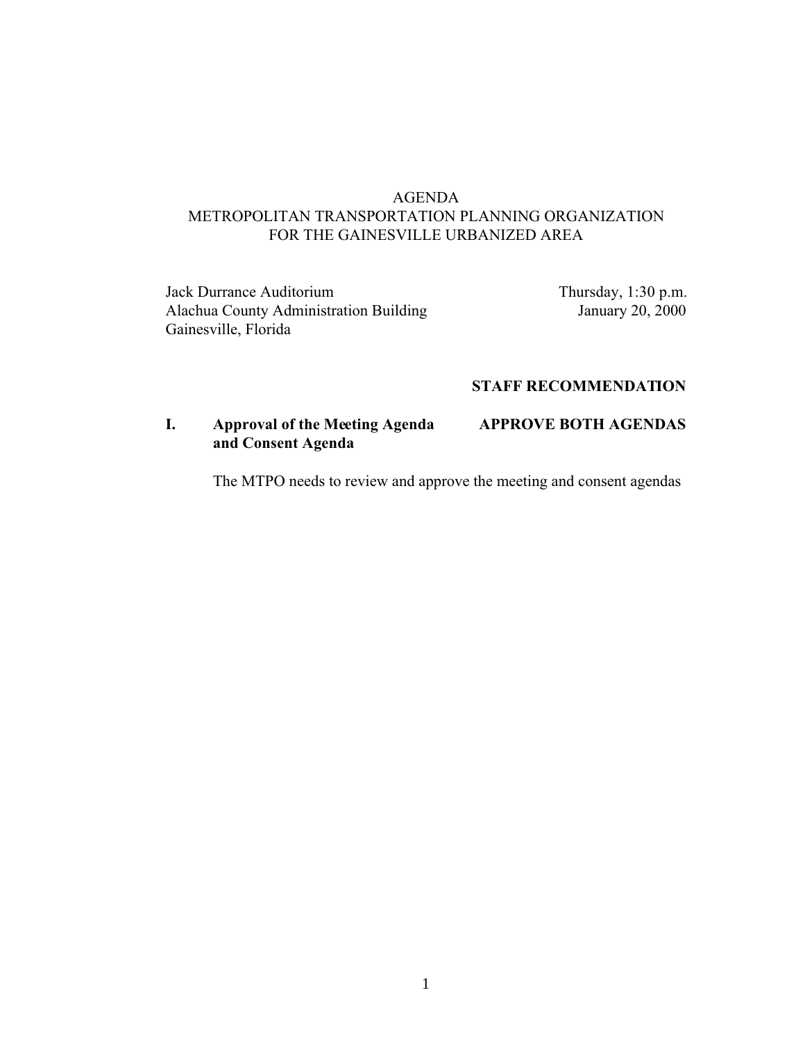# AGENDA
## METROPOLITAN TRANSPORTATION PLANNING ORGANIZATION
## FOR THE GAINESVILLE URBANIZED AREA

Jack Durrance Auditorium
Alachua County Administration Building
Gainesville, Florida

Thursday, 1:30 p.m.
January 20, 2000

| | | STAFF RECOMMENDATION |
|---|---|---|
| **I.** | **Approval of the Meeting Agenda and Consent Agenda** | **APPROVE BOTH AGENDAS** |

The MTPO needs to review and approve the meeting and consent agendas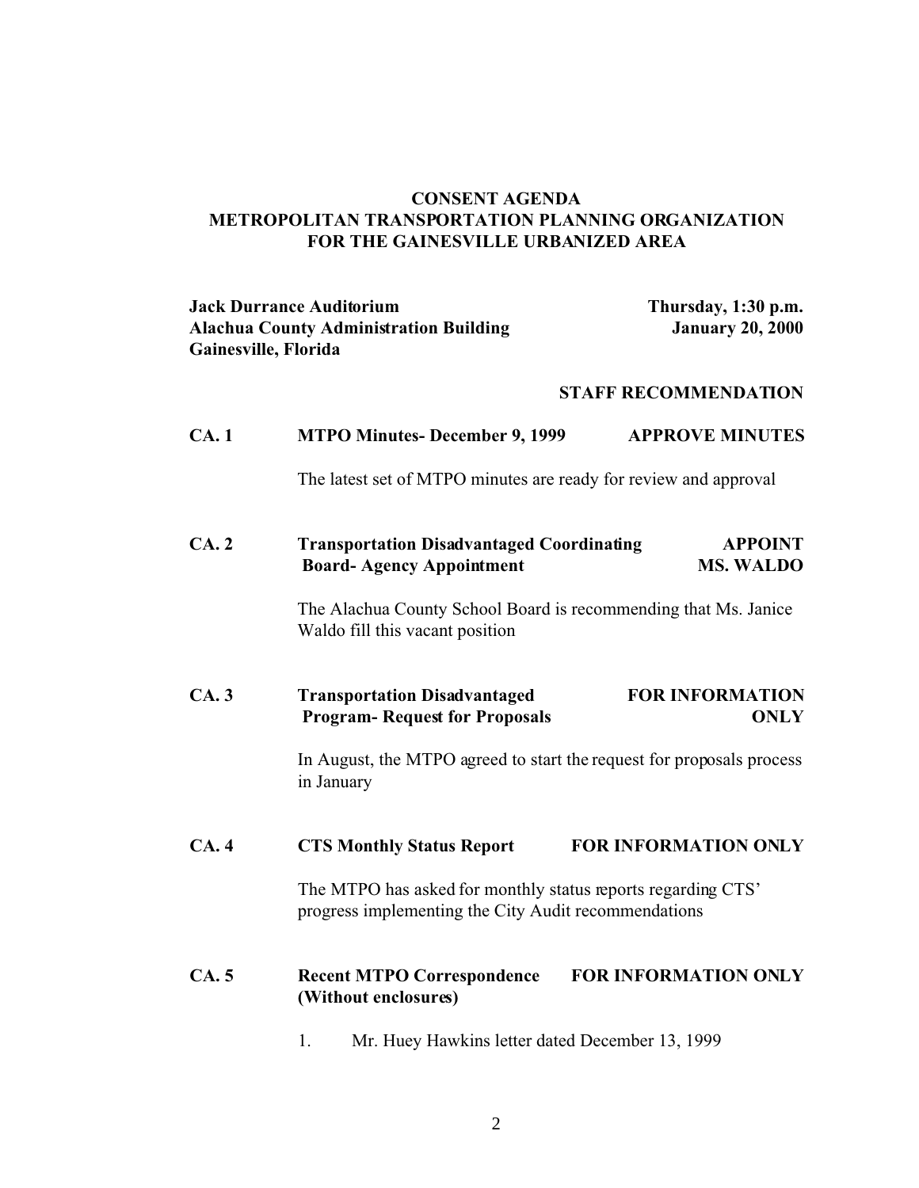**CONSENT AGENDA**
**METROPOLITAN TRANSPORTATION PLANNING ORGANIZATION**
**FOR THE GAINESVILLE URBANIZED AREA**

**Jack Durrance Auditorium**
**Alachua County Administration Building**
**Gainesville, Florida**

**Thursday, 1:30 p.m.**
**January 20, 2000**

**STAFF RECOMMENDATION**

**CA. 1 MTPO Minutes- December 9, 1999** — **APPROVE MINUTES**

The latest set of MTPO minutes are ready for review and approval

**CA. 2 Transportation Disadvantaged Coordinating Board- Agency Appointment** — **APPOINT MS. WALDO**

The Alachua County School Board is recommending that Ms. Janice Waldo fill this vacant position

**CA. 3 Transportation Disadvantaged Program- Request for Proposals** — **FOR INFORMATION ONLY**

In August, the MTPO agreed to start the request for proposals process in January

**CA. 4 CTS Monthly Status Report** — **FOR INFORMATION ONLY**

The MTPO has asked for monthly status reports regarding CTS' progress implementing the City Audit recommendations

**CA. 5 Recent MTPO Correspondence (Without enclosures)** — **FOR INFORMATION ONLY**

1. Mr. Huey Hawkins letter dated December 13, 1999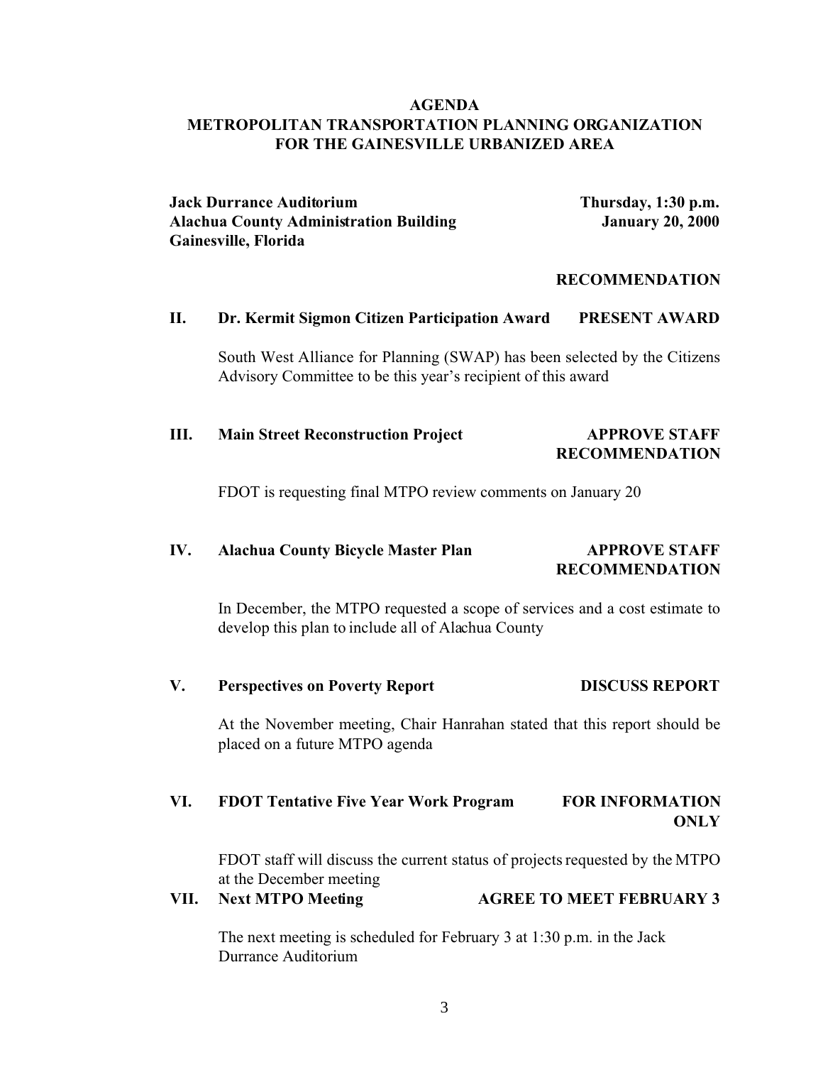**AGENDA**
**METROPOLITAN TRANSPORTATION PLANNING ORGANIZATION**
**FOR THE GAINESVILLE URBANIZED AREA**

**Jack Durrance Auditorium**
**Alachua County Administration Building**
**Gainesville, Florida**

**Thursday, 1:30 p.m.**
**January 20, 2000**

**RECOMMENDATION**

**II. Dr. Kermit Sigmon Citizen Participation Award** — **PRESENT AWARD**

South West Alliance for Planning (SWAP) has been selected by the Citizens Advisory Committee to be this year's recipient of this award

**III. Main Street Reconstruction Project** — **APPROVE STAFF RECOMMENDATION**

FDOT is requesting final MTPO review comments on January 20

**IV. Alachua County Bicycle Master Plan** — **APPROVE STAFF RECOMMENDATION**

In December, the MTPO requested a scope of services and a cost estimate to develop this plan to include all of Alachua County

**V. Perspectives on Poverty Report** — **DISCUSS REPORT**

At the November meeting, Chair Hanrahan stated that this report should be placed on a future MTPO agenda

**VI. FDOT Tentative Five Year Work Program** — **FOR INFORMATION ONLY**

FDOT staff will discuss the current status of projects requested by the MTPO at the December meeting

**VII. Next MTPO Meeting** — **AGREE TO MEET FEBRUARY 3**

The next meeting is scheduled for February 3 at 1:30 p.m. in the Jack Durrance Auditorium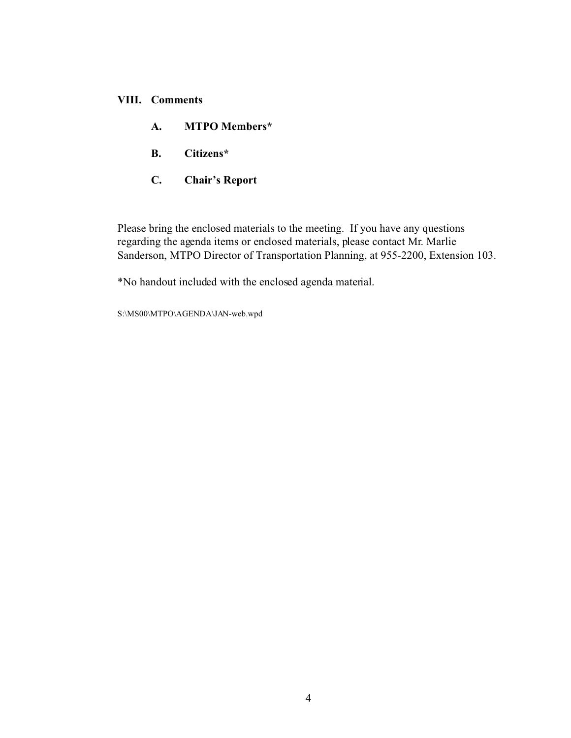## VIII. Comments

- **A. MTPO Members***
- **B. Citizens***
- **C. Chair's Report**

Please bring the enclosed materials to the meeting. If you have any questions regarding the agenda items or enclosed materials, please contact Mr. Marlie Sanderson, MTPO Director of Transportation Planning, at 955-2200, Extension 103.

*No handout included with the enclosed agenda material.

S:\MS00\MTPO\AGENDA\JAN-web.wpd